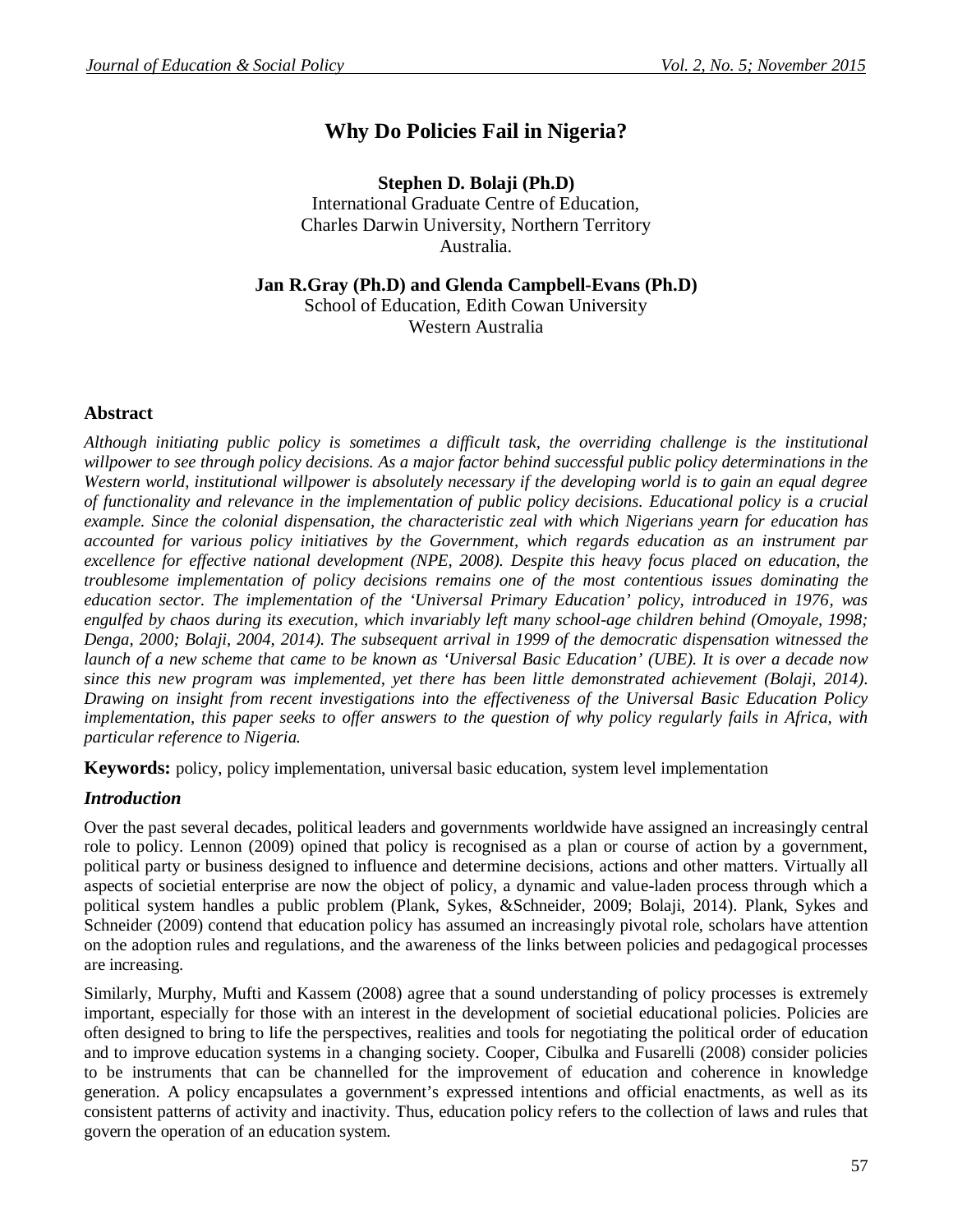# Why Do Policies Fail in Nigeria?

**Stephen D. Bolaji (Ph.D)**
International Graduate Centre of Education,
Charles Darwin University, Northern Territory
Australia.

**Jan R.Gray (Ph.D) and Glenda Campbell-Evans (Ph.D)**
School of Education, Edith Cowan University
Western Australia

## Abstract

*Although initiating public policy is sometimes a difficult task, the overriding challenge is the institutional willpower to see through policy decisions. As a major factor behind successful public policy determinations in the Western world, institutional willpower is absolutely necessary if the developing world is to gain an equal degree of functionality and relevance in the implementation of public policy decisions. Educational policy is a crucial example. Since the colonial dispensation, the characteristic zeal with which Nigerians yearn for education has accounted for various policy initiatives by the Government, which regards education as an instrument par excellence for effective national development (NPE, 2008). Despite this heavy focus placed on education, the troublesome implementation of policy decisions remains one of the most contentious issues dominating the education sector. The implementation of the 'Universal Primary Education' policy, introduced in 1976, was engulfed by chaos during its execution, which invariably left many school-age children behind (Omoyale, 1998; Denga, 2000; Bolaji, 2004, 2014). The subsequent arrival in 1999 of the democratic dispensation witnessed the launch of a new scheme that came to be known as 'Universal Basic Education' (UBE). It is over a decade now since this new program was implemented, yet there has been little demonstrated achievement (Bolaji, 2014). Drawing on insight from recent investigations into the effectiveness of the Universal Basic Education Policy implementation, this paper seeks to offer answers to the question of why policy regularly fails in Africa, with particular reference to Nigeria.*

**Keywords:** policy, policy implementation, universal basic education, system level implementation

## *Introduction*

Over the past several decades, political leaders and governments worldwide have assigned an increasingly central role to policy. Lennon (2009) opined that policy is recognised as a plan or course of action by a government, political party or business designed to influence and determine decisions, actions and other matters. Virtually all aspects of societial enterprise are now the object of policy, a dynamic and value-laden process through which a political system handles a public problem (Plank, Sykes, &Schneider, 2009; Bolaji, 2014). Plank, Sykes and Schneider (2009) contend that education policy has assumed an increasingly pivotal role, scholars have attention on the adoption rules and regulations, and the awareness of the links between policies and pedagogical processes are increasing.

Similarly, Murphy, Mufti and Kassem (2008) agree that a sound understanding of policy processes is extremely important, especially for those with an interest in the development of societial educational policies. Policies are often designed to bring to life the perspectives, realities and tools for negotiating the political order of education and to improve education systems in a changing society. Cooper, Cibulka and Fusarelli (2008) consider policies to be instruments that can be channelled for the improvement of education and coherence in knowledge generation. A policy encapsulates a government's expressed intentions and official enactments, as well as its consistent patterns of activity and inactivity. Thus, education policy refers to the collection of laws and rules that govern the operation of an education system.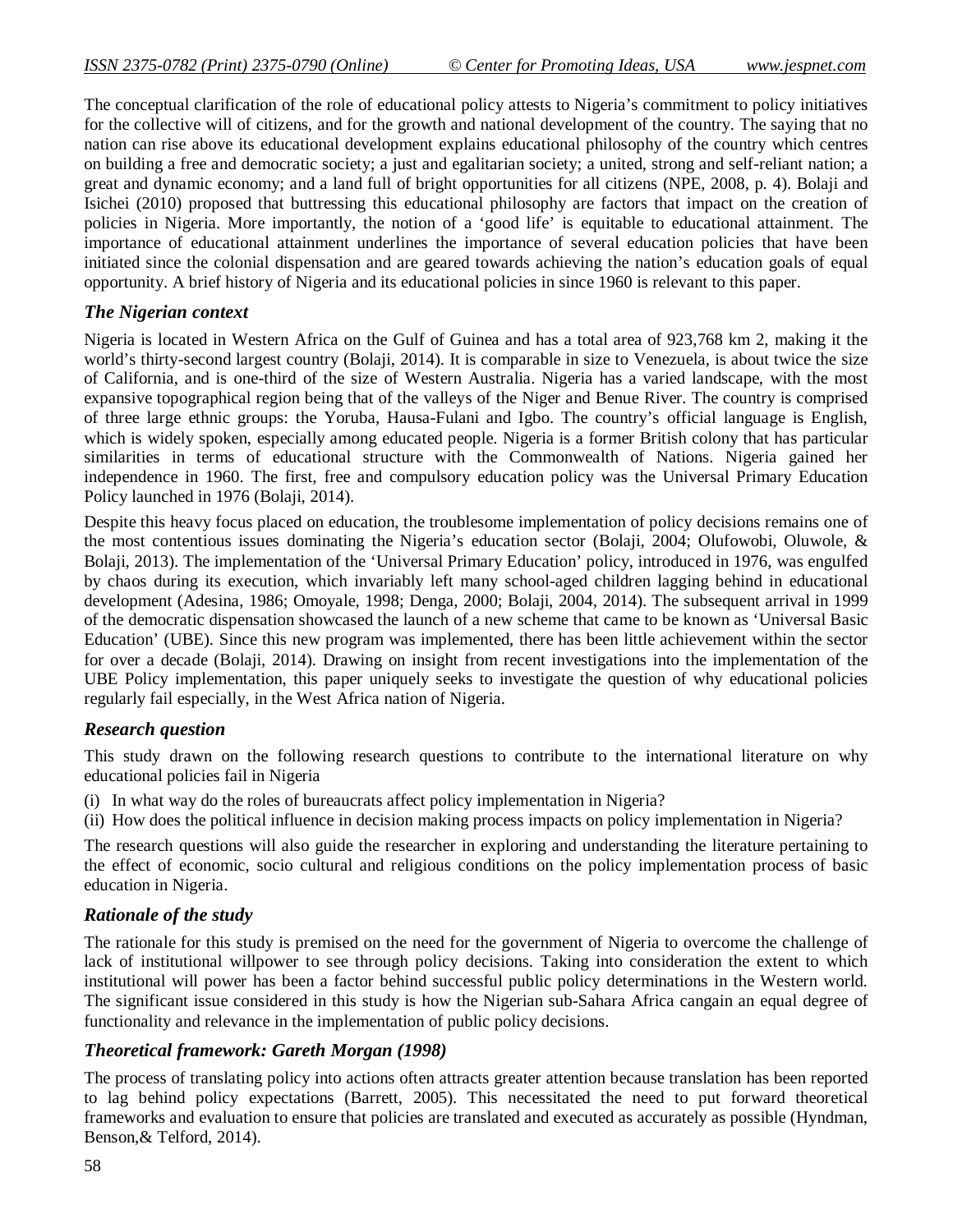The conceptual clarification of the role of educational policy attests to Nigeria's commitment to policy initiatives for the collective will of citizens, and for the growth and national development of the country. The saying that no nation can rise above its educational development explains educational philosophy of the country which centres on building a free and democratic society; a just and egalitarian society; a united, strong and self-reliant nation; a great and dynamic economy; and a land full of bright opportunities for all citizens (NPE, 2008, p. 4). Bolaji and Isichei (2010) proposed that buttressing this educational philosophy are factors that impact on the creation of policies in Nigeria. More importantly, the notion of a 'good life' is equitable to educational attainment. The importance of educational attainment underlines the importance of several education policies that have been initiated since the colonial dispensation and are geared towards achieving the nation's education goals of equal opportunity. A brief history of Nigeria and its educational policies in since 1960 is relevant to this paper.

### *The Nigerian context*

Nigeria is located in Western Africa on the Gulf of Guinea and has a total area of 923,768 km 2, making it the world's thirty-second largest country (Bolaji, 2014). It is comparable in size to Venezuela, is about twice the size of California, and is one-third of the size of Western Australia. Nigeria has a varied landscape, with the most expansive topographical region being that of the valleys of the Niger and Benue River. The country is comprised of three large ethnic groups: the Yoruba, Hausa-Fulani and Igbo. The country's official language is English, which is widely spoken, especially among educated people. Nigeria is a former British colony that has particular similarities in terms of educational structure with the Commonwealth of Nations. Nigeria gained her independence in 1960. The first, free and compulsory education policy was the Universal Primary Education Policy launched in 1976 (Bolaji, 2014).

Despite this heavy focus placed on education, the troublesome implementation of policy decisions remains one of the most contentious issues dominating the Nigeria's education sector (Bolaji, 2004; Olufowobi, Oluwole, & Bolaji, 2013). The implementation of the 'Universal Primary Education' policy, introduced in 1976, was engulfed by chaos during its execution, which invariably left many school-aged children lagging behind in educational development (Adesina, 1986; Omoyale, 1998; Denga, 2000; Bolaji, 2004, 2014). The subsequent arrival in 1999 of the democratic dispensation showcased the launch of a new scheme that came to be known as 'Universal Basic Education' (UBE). Since this new program was implemented, there has been little achievement within the sector for over a decade (Bolaji, 2014). Drawing on insight from recent investigations into the implementation of the UBE Policy implementation, this paper uniquely seeks to investigate the question of why educational policies regularly fail especially, in the West Africa nation of Nigeria.

### *Research question*

This study drawn on the following research questions to contribute to the international literature on why educational policies fail in Nigeria

(i) In what way do the roles of bureaucrats affect policy implementation in Nigeria?
(ii) How does the political influence in decision making process impacts on policy implementation in Nigeria?

The research questions will also guide the researcher in exploring and understanding the literature pertaining to the effect of economic, socio cultural and religious conditions on the policy implementation process of basic education in Nigeria.

### *Rationale of the study*

The rationale for this study is premised on the need for the government of Nigeria to overcome the challenge of lack of institutional willpower to see through policy decisions. Taking into consideration the extent to which institutional will power has been a factor behind successful public policy determinations in the Western world. The significant issue considered in this study is how the Nigerian sub-Sahara Africa cangain an equal degree of functionality and relevance in the implementation of public policy decisions.

### *Theoretical framework: Gareth Morgan (1998)*

The process of translating policy into actions often attracts greater attention because translation has been reported to lag behind policy expectations (Barrett, 2005). This necessitated the need to put forward theoretical frameworks and evaluation to ensure that policies are translated and executed as accurately as possible (Hyndman, Benson,& Telford, 2014).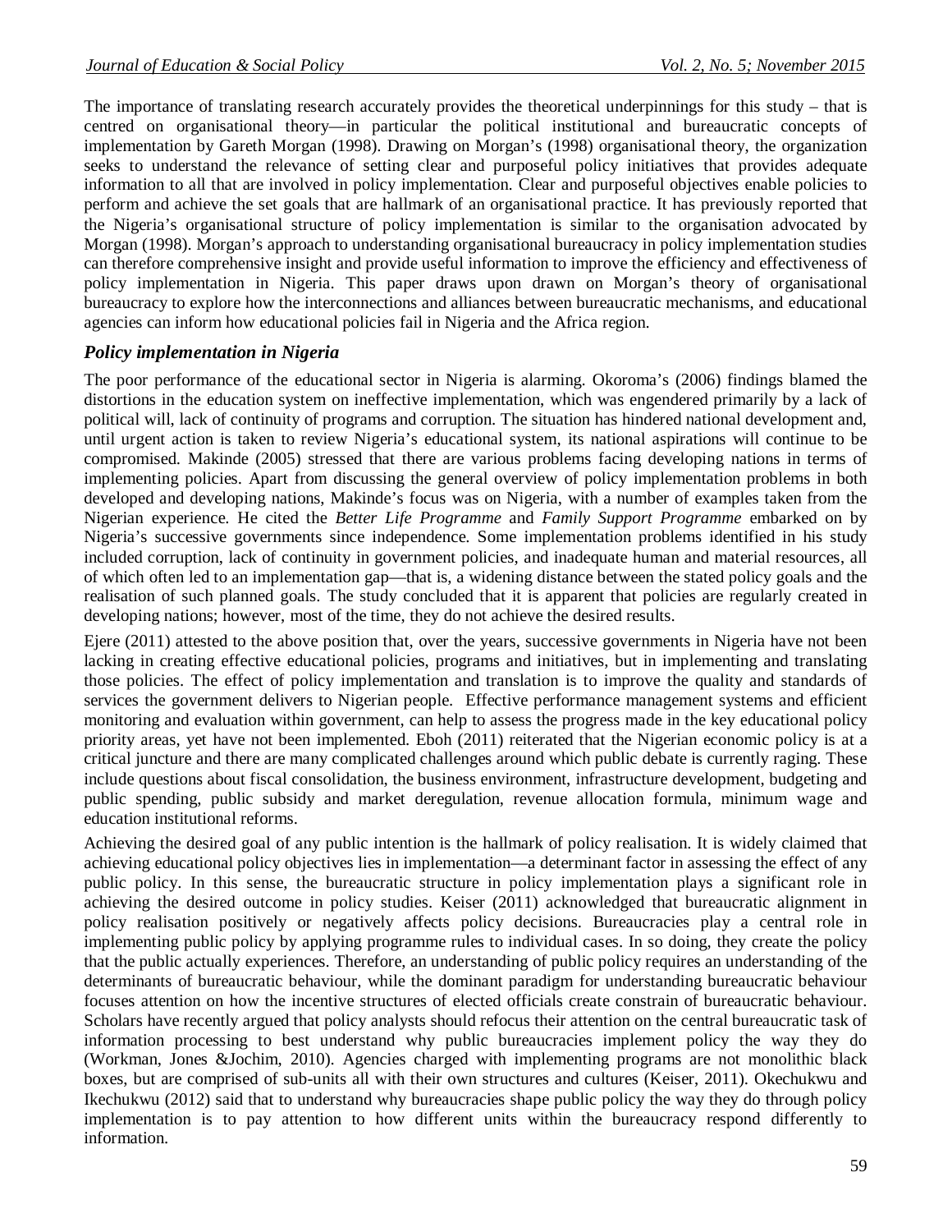The importance of translating research accurately provides the theoretical underpinnings for this study – that is centred on organisational theory—in particular the political institutional and bureaucratic concepts of implementation by Gareth Morgan (1998). Drawing on Morgan's (1998) organisational theory, the organization seeks to understand the relevance of setting clear and purposeful policy initiatives that provides adequate information to all that are involved in policy implementation. Clear and purposeful objectives enable policies to perform and achieve the set goals that are hallmark of an organisational practice. It has previously reported that the Nigeria's organisational structure of policy implementation is similar to the organisation advocated by Morgan (1998). Morgan's approach to understanding organisational bureaucracy in policy implementation studies can therefore comprehensive insight and provide useful information to improve the efficiency and effectiveness of policy implementation in Nigeria. This paper draws upon drawn on Morgan's theory of organisational bureaucracy to explore how the interconnections and alliances between bureaucratic mechanisms, and educational agencies can inform how educational policies fail in Nigeria and the Africa region.

### *Policy implementation in Nigeria*

The poor performance of the educational sector in Nigeria is alarming. Okoroma's (2006) findings blamed the distortions in the education system on ineffective implementation, which was engendered primarily by a lack of political will, lack of continuity of programs and corruption. The situation has hindered national development and, until urgent action is taken to review Nigeria's educational system, its national aspirations will continue to be compromised. Makinde (2005) stressed that there are various problems facing developing nations in terms of implementing policies. Apart from discussing the general overview of policy implementation problems in both developed and developing nations, Makinde's focus was on Nigeria, with a number of examples taken from the Nigerian experience. He cited the *Better Life Programme* and *Family Support Programme* embarked on by Nigeria's successive governments since independence. Some implementation problems identified in his study included corruption, lack of continuity in government policies, and inadequate human and material resources, all of which often led to an implementation gap—that is, a widening distance between the stated policy goals and the realisation of such planned goals. The study concluded that it is apparent that policies are regularly created in developing nations; however, most of the time, they do not achieve the desired results.

Ejere (2011) attested to the above position that, over the years, successive governments in Nigeria have not been lacking in creating effective educational policies, programs and initiatives, but in implementing and translating those policies. The effect of policy implementation and translation is to improve the quality and standards of services the government delivers to Nigerian people. Effective performance management systems and efficient monitoring and evaluation within government, can help to assess the progress made in the key educational policy priority areas, yet have not been implemented. Eboh (2011) reiterated that the Nigerian economic policy is at a critical juncture and there are many complicated challenges around which public debate is currently raging. These include questions about fiscal consolidation, the business environment, infrastructure development, budgeting and public spending, public subsidy and market deregulation, revenue allocation formula, minimum wage and education institutional reforms.

Achieving the desired goal of any public intention is the hallmark of policy realisation. It is widely claimed that achieving educational policy objectives lies in implementation—a determinant factor in assessing the effect of any public policy. In this sense, the bureaucratic structure in policy implementation plays a significant role in achieving the desired outcome in policy studies. Keiser (2011) acknowledged that bureaucratic alignment in policy realisation positively or negatively affects policy decisions. Bureaucracies play a central role in implementing public policy by applying programme rules to individual cases. In so doing, they create the policy that the public actually experiences. Therefore, an understanding of public policy requires an understanding of the determinants of bureaucratic behaviour, while the dominant paradigm for understanding bureaucratic behaviour focuses attention on how the incentive structures of elected officials create constrain of bureaucratic behaviour. Scholars have recently argued that policy analysts should refocus their attention on the central bureaucratic task of information processing to best understand why public bureaucracies implement policy the way they do (Workman, Jones &Jochim, 2010). Agencies charged with implementing programs are not monolithic black boxes, but are comprised of sub-units all with their own structures and cultures (Keiser, 2011). Okechukwu and Ikechukwu (2012) said that to understand why bureaucracies shape public policy the way they do through policy implementation is to pay attention to how different units within the bureaucracy respond differently to information.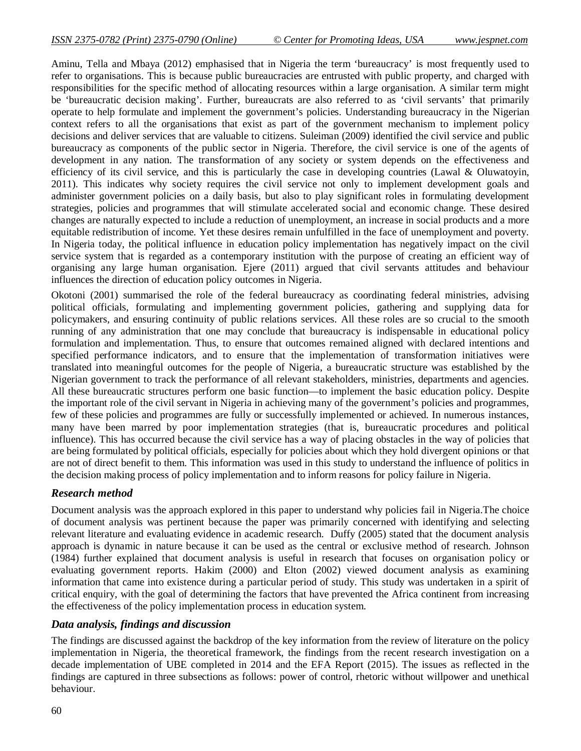Aminu, Tella and Mbaya (2012) emphasised that in Nigeria the term 'bureaucracy' is most frequently used to refer to organisations. This is because public bureaucracies are entrusted with public property, and charged with responsibilities for the specific method of allocating resources within a large organisation. A similar term might be 'bureaucratic decision making'. Further, bureaucrats are also referred to as 'civil servants' that primarily operate to help formulate and implement the government's policies. Understanding bureaucracy in the Nigerian context refers to all the organisations that exist as part of the government mechanism to implement policy decisions and deliver services that are valuable to citizens. Suleiman (2009) identified the civil service and public bureaucracy as components of the public sector in Nigeria. Therefore, the civil service is one of the agents of development in any nation. The transformation of any society or system depends on the effectiveness and efficiency of its civil service, and this is particularly the case in developing countries (Lawal & Oluwatoyin, 2011). This indicates why society requires the civil service not only to implement development goals and administer government policies on a daily basis, but also to play significant roles in formulating development strategies, policies and programmes that will stimulate accelerated social and economic change. These desired changes are naturally expected to include a reduction of unemployment, an increase in social products and a more equitable redistribution of income. Yet these desires remain unfulfilled in the face of unemployment and poverty. In Nigeria today, the political influence in education policy implementation has negatively impact on the civil service system that is regarded as a contemporary institution with the purpose of creating an efficient way of organising any large human organisation. Ejere (2011) argued that civil servants attitudes and behaviour influences the direction of education policy outcomes in Nigeria.

Okotoni (2001) summarised the role of the federal bureaucracy as coordinating federal ministries, advising political officials, formulating and implementing government policies, gathering and supplying data for policymakers, and ensuring continuity of public relations services. All these roles are so crucial to the smooth running of any administration that one may conclude that bureaucracy is indispensable in educational policy formulation and implementation. Thus, to ensure that outcomes remained aligned with declared intentions and specified performance indicators, and to ensure that the implementation of transformation initiatives were translated into meaningful outcomes for the people of Nigeria, a bureaucratic structure was established by the Nigerian government to track the performance of all relevant stakeholders, ministries, departments and agencies. All these bureaucratic structures perform one basic function—to implement the basic education policy. Despite the important role of the civil servant in Nigeria in achieving many of the government's policies and programmes, few of these policies and programmes are fully or successfully implemented or achieved. In numerous instances, many have been marred by poor implementation strategies (that is, bureaucratic procedures and political influence). This has occurred because the civil service has a way of placing obstacles in the way of policies that are being formulated by political officials, especially for policies about which they hold divergent opinions or that are not of direct benefit to them. This information was used in this study to understand the influence of politics in the decision making process of policy implementation and to inform reasons for policy failure in Nigeria.

### *Research method*

Document analysis was the approach explored in this paper to understand why policies fail in Nigeria.The choice of document analysis was pertinent because the paper was primarily concerned with identifying and selecting relevant literature and evaluating evidence in academic research. Duffy (2005) stated that the document analysis approach is dynamic in nature because it can be used as the central or exclusive method of research. Johnson (1984) further explained that document analysis is useful in research that focuses on organisation policy or evaluating government reports. Hakim (2000) and Elton (2002) viewed document analysis as examining information that came into existence during a particular period of study. This study was undertaken in a spirit of critical enquiry, with the goal of determining the factors that have prevented the Africa continent from increasing the effectiveness of the policy implementation process in education system.

### *Data analysis, findings and discussion*

The findings are discussed against the backdrop of the key information from the review of literature on the policy implementation in Nigeria, the theoretical framework, the findings from the recent research investigation on a decade implementation of UBE completed in 2014 and the EFA Report (2015). The issues as reflected in the findings are captured in three subsections as follows: power of control, rhetoric without willpower and unethical behaviour.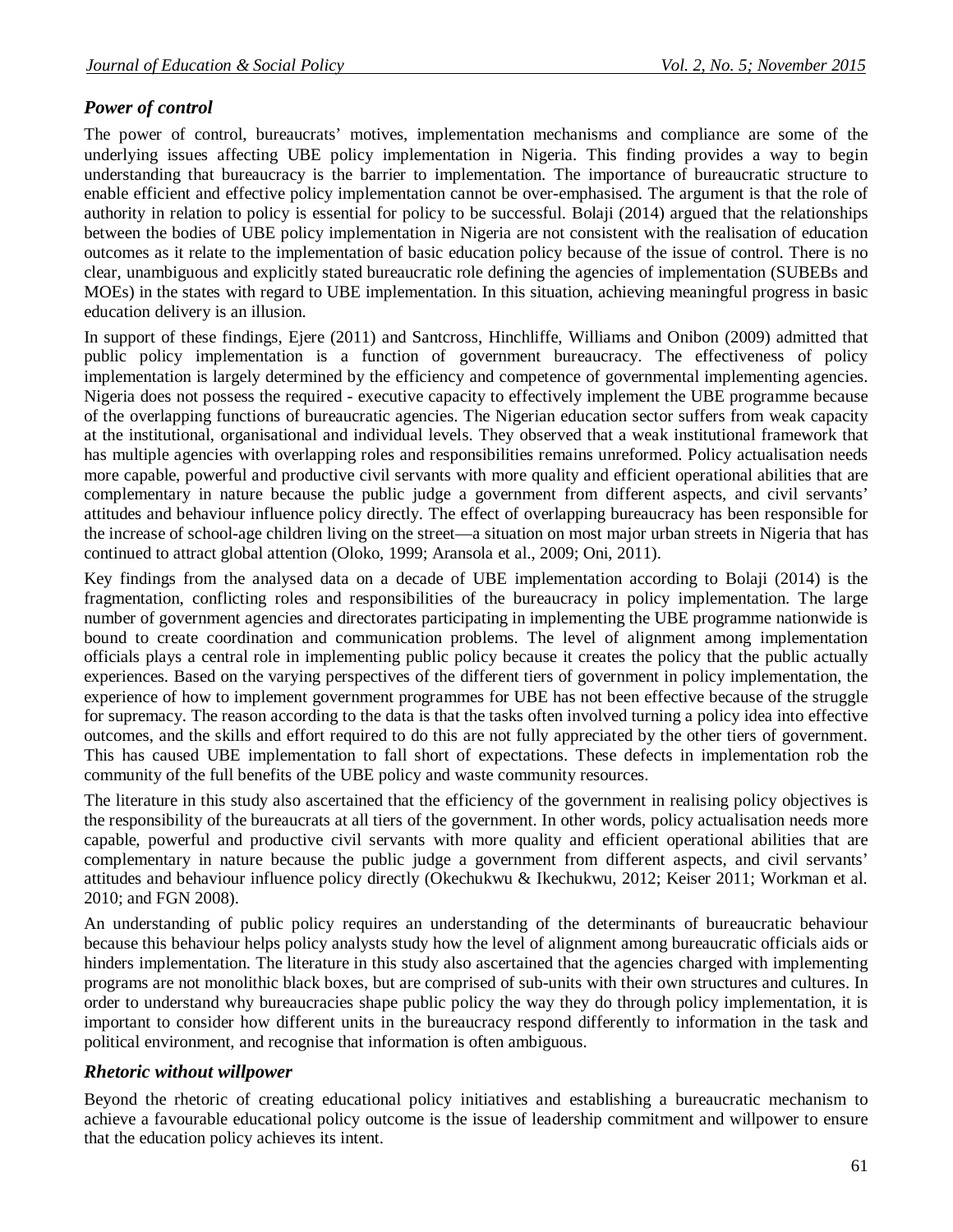### *Power of control*

The power of control, bureaucrats' motives, implementation mechanisms and compliance are some of the underlying issues affecting UBE policy implementation in Nigeria. This finding provides a way to begin understanding that bureaucracy is the barrier to implementation. The importance of bureaucratic structure to enable efficient and effective policy implementation cannot be over-emphasised. The argument is that the role of authority in relation to policy is essential for policy to be successful. Bolaji (2014) argued that the relationships between the bodies of UBE policy implementation in Nigeria are not consistent with the realisation of education outcomes as it relate to the implementation of basic education policy because of the issue of control. There is no clear, unambiguous and explicitly stated bureaucratic role defining the agencies of implementation (SUBEBs and MOEs) in the states with regard to UBE implementation. In this situation, achieving meaningful progress in basic education delivery is an illusion.

In support of these findings, Ejere (2011) and Santcross, Hinchliffe, Williams and Onibon (2009) admitted that public policy implementation is a function of government bureaucracy. The effectiveness of policy implementation is largely determined by the efficiency and competence of governmental implementing agencies. Nigeria does not possess the required - executive capacity to effectively implement the UBE programme because of the overlapping functions of bureaucratic agencies. The Nigerian education sector suffers from weak capacity at the institutional, organisational and individual levels. They observed that a weak institutional framework that has multiple agencies with overlapping roles and responsibilities remains unreformed. Policy actualisation needs more capable, powerful and productive civil servants with more quality and efficient operational abilities that are complementary in nature because the public judge a government from different aspects, and civil servants' attitudes and behaviour influence policy directly. The effect of overlapping bureaucracy has been responsible for the increase of school-age children living on the street—a situation on most major urban streets in Nigeria that has continued to attract global attention (Oloko, 1999; Aransola et al., 2009; Oni, 2011).

Key findings from the analysed data on a decade of UBE implementation according to Bolaji (2014) is the fragmentation, conflicting roles and responsibilities of the bureaucracy in policy implementation. The large number of government agencies and directorates participating in implementing the UBE programme nationwide is bound to create coordination and communication problems. The level of alignment among implementation officials plays a central role in implementing public policy because it creates the policy that the public actually experiences. Based on the varying perspectives of the different tiers of government in policy implementation, the experience of how to implement government programmes for UBE has not been effective because of the struggle for supremacy. The reason according to the data is that the tasks often involved turning a policy idea into effective outcomes, and the skills and effort required to do this are not fully appreciated by the other tiers of government. This has caused UBE implementation to fall short of expectations. These defects in implementation rob the community of the full benefits of the UBE policy and waste community resources.

The literature in this study also ascertained that the efficiency of the government in realising policy objectives is the responsibility of the bureaucrats at all tiers of the government. In other words, policy actualisation needs more capable, powerful and productive civil servants with more quality and efficient operational abilities that are complementary in nature because the public judge a government from different aspects, and civil servants' attitudes and behaviour influence policy directly (Okechukwu & Ikechukwu, 2012; Keiser 2011; Workman et al. 2010; and FGN 2008).

An understanding of public policy requires an understanding of the determinants of bureaucratic behaviour because this behaviour helps policy analysts study how the level of alignment among bureaucratic officials aids or hinders implementation. The literature in this study also ascertained that the agencies charged with implementing programs are not monolithic black boxes, but are comprised of sub-units with their own structures and cultures. In order to understand why bureaucracies shape public policy the way they do through policy implementation, it is important to consider how different units in the bureaucracy respond differently to information in the task and political environment, and recognise that information is often ambiguous.

### *Rhetoric without willpower*

Beyond the rhetoric of creating educational policy initiatives and establishing a bureaucratic mechanism to achieve a favourable educational policy outcome is the issue of leadership commitment and willpower to ensure that the education policy achieves its intent.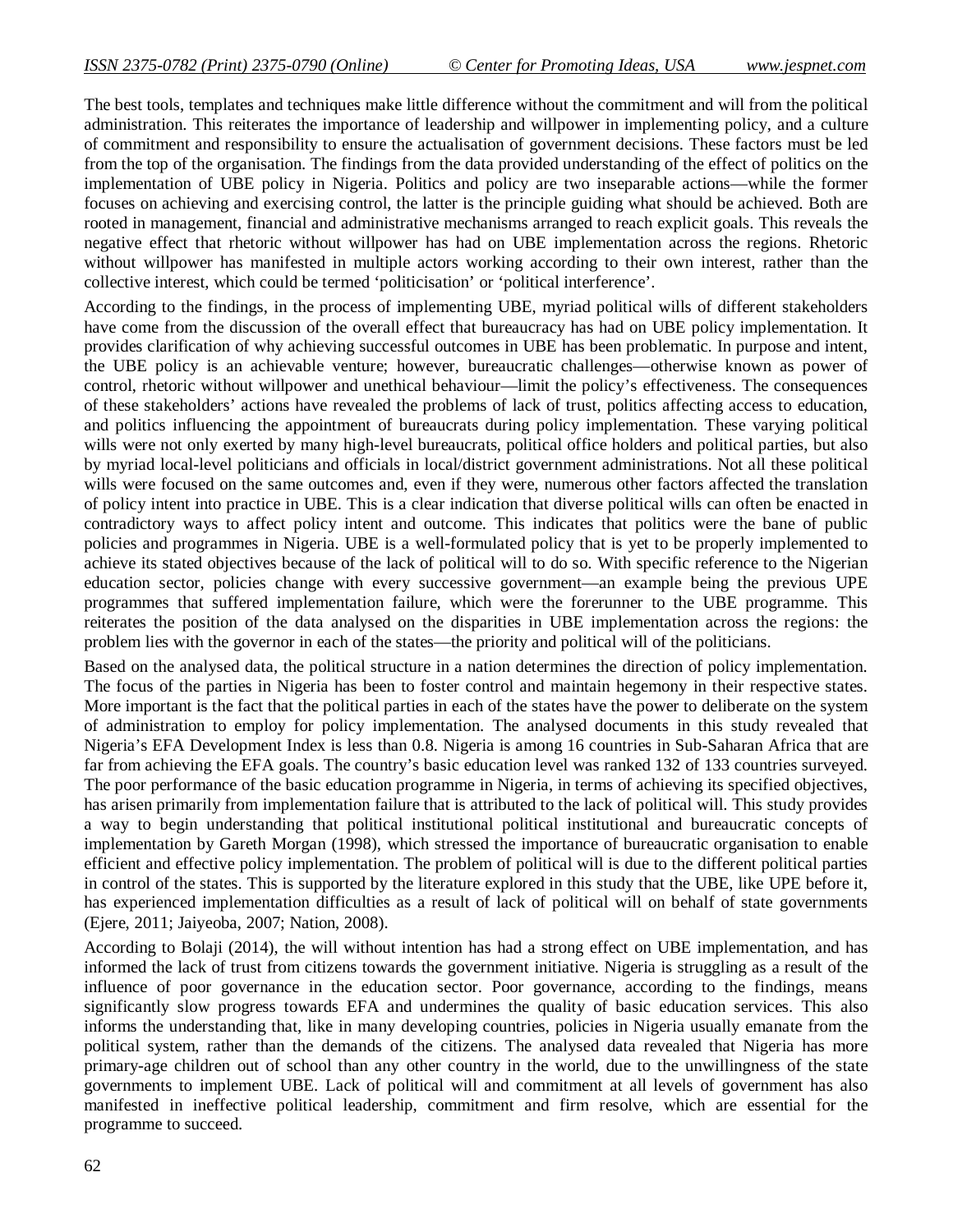The best tools, templates and techniques make little difference without the commitment and will from the political administration. This reiterates the importance of leadership and willpower in implementing policy, and a culture of commitment and responsibility to ensure the actualisation of government decisions. These factors must be led from the top of the organisation. The findings from the data provided understanding of the effect of politics on the implementation of UBE policy in Nigeria. Politics and policy are two inseparable actions—while the former focuses on achieving and exercising control, the latter is the principle guiding what should be achieved. Both are rooted in management, financial and administrative mechanisms arranged to reach explicit goals. This reveals the negative effect that rhetoric without willpower has had on UBE implementation across the regions. Rhetoric without willpower has manifested in multiple actors working according to their own interest, rather than the collective interest, which could be termed 'politicisation' or 'political interference'.

According to the findings, in the process of implementing UBE, myriad political wills of different stakeholders have come from the discussion of the overall effect that bureaucracy has had on UBE policy implementation. It provides clarification of why achieving successful outcomes in UBE has been problematic. In purpose and intent, the UBE policy is an achievable venture; however, bureaucratic challenges—otherwise known as power of control, rhetoric without willpower and unethical behaviour—limit the policy's effectiveness. The consequences of these stakeholders' actions have revealed the problems of lack of trust, politics affecting access to education, and politics influencing the appointment of bureaucrats during policy implementation. These varying political wills were not only exerted by many high-level bureaucrats, political office holders and political parties, but also by myriad local-level politicians and officials in local/district government administrations. Not all these political wills were focused on the same outcomes and, even if they were, numerous other factors affected the translation of policy intent into practice in UBE. This is a clear indication that diverse political wills can often be enacted in contradictory ways to affect policy intent and outcome. This indicates that politics were the bane of public policies and programmes in Nigeria. UBE is a well-formulated policy that is yet to be properly implemented to achieve its stated objectives because of the lack of political will to do so. With specific reference to the Nigerian education sector, policies change with every successive government—an example being the previous UPE programmes that suffered implementation failure, which were the forerunner to the UBE programme. This reiterates the position of the data analysed on the disparities in UBE implementation across the regions: the problem lies with the governor in each of the states—the priority and political will of the politicians.

Based on the analysed data, the political structure in a nation determines the direction of policy implementation. The focus of the parties in Nigeria has been to foster control and maintain hegemony in their respective states. More important is the fact that the political parties in each of the states have the power to deliberate on the system of administration to employ for policy implementation. The analysed documents in this study revealed that Nigeria's EFA Development Index is less than 0.8. Nigeria is among 16 countries in Sub-Saharan Africa that are far from achieving the EFA goals. The country's basic education level was ranked 132 of 133 countries surveyed. The poor performance of the basic education programme in Nigeria, in terms of achieving its specified objectives, has arisen primarily from implementation failure that is attributed to the lack of political will. This study provides a way to begin understanding that political institutional political institutional and bureaucratic concepts of implementation by Gareth Morgan (1998), which stressed the importance of bureaucratic organisation to enable efficient and effective policy implementation. The problem of political will is due to the different political parties in control of the states. This is supported by the literature explored in this study that the UBE, like UPE before it, has experienced implementation difficulties as a result of lack of political will on behalf of state governments (Ejere, 2011; Jaiyeoba, 2007; Nation, 2008).

According to Bolaji (2014), the will without intention has had a strong effect on UBE implementation, and has informed the lack of trust from citizens towards the government initiative. Nigeria is struggling as a result of the influence of poor governance in the education sector. Poor governance, according to the findings, means significantly slow progress towards EFA and undermines the quality of basic education services. This also informs the understanding that, like in many developing countries, policies in Nigeria usually emanate from the political system, rather than the demands of the citizens. The analysed data revealed that Nigeria has more primary-age children out of school than any other country in the world, due to the unwillingness of the state governments to implement UBE. Lack of political will and commitment at all levels of government has also manifested in ineffective political leadership, commitment and firm resolve, which are essential for the programme to succeed.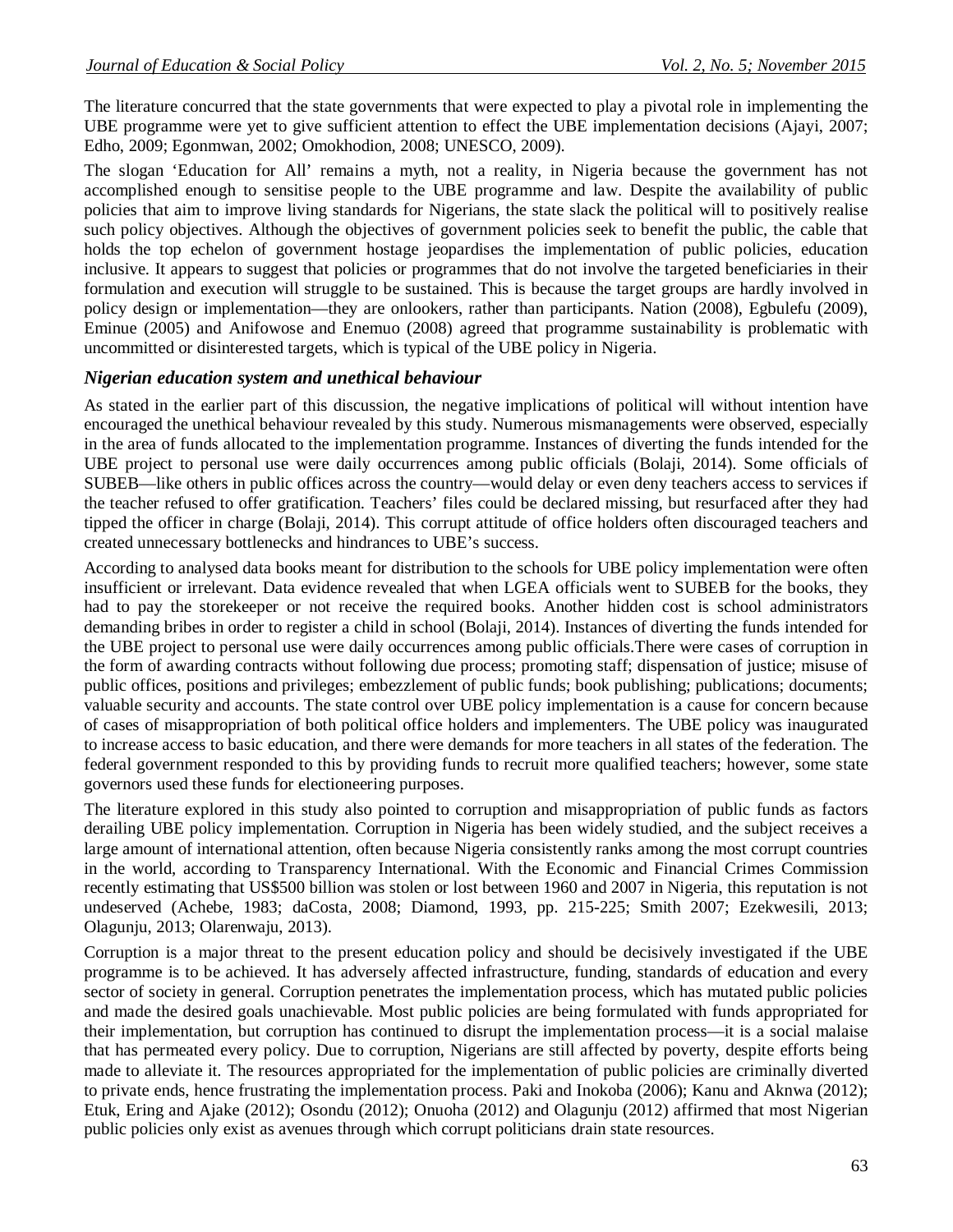The literature concurred that the state governments that were expected to play a pivotal role in implementing the UBE programme were yet to give sufficient attention to effect the UBE implementation decisions (Ajayi, 2007; Edho, 2009; Egonmwan, 2002; Omokhodion, 2008; UNESCO, 2009).

The slogan 'Education for All' remains a myth, not a reality, in Nigeria because the government has not accomplished enough to sensitise people to the UBE programme and law. Despite the availability of public policies that aim to improve living standards for Nigerians, the state slack the political will to positively realise such policy objectives. Although the objectives of government policies seek to benefit the public, the cable that holds the top echelon of government hostage jeopardises the implementation of public policies, education inclusive. It appears to suggest that policies or programmes that do not involve the targeted beneficiaries in their formulation and execution will struggle to be sustained. This is because the target groups are hardly involved in policy design or implementation—they are onlookers, rather than participants. Nation (2008), Egbulefu (2009), Eminue (2005) and Anifowose and Enemuo (2008) agreed that programme sustainability is problematic with uncommitted or disinterested targets, which is typical of the UBE policy in Nigeria.

### *Nigerian education system and unethical behaviour*

As stated in the earlier part of this discussion, the negative implications of political will without intention have encouraged the unethical behaviour revealed by this study. Numerous mismanagements were observed, especially in the area of funds allocated to the implementation programme. Instances of diverting the funds intended for the UBE project to personal use were daily occurrences among public officials (Bolaji, 2014). Some officials of SUBEB—like others in public offices across the country—would delay or even deny teachers access to services if the teacher refused to offer gratification. Teachers' files could be declared missing, but resurfaced after they had tipped the officer in charge (Bolaji, 2014). This corrupt attitude of office holders often discouraged teachers and created unnecessary bottlenecks and hindrances to UBE's success.

According to analysed data books meant for distribution to the schools for UBE policy implementation were often insufficient or irrelevant. Data evidence revealed that when LGEA officials went to SUBEB for the books, they had to pay the storekeeper or not receive the required books. Another hidden cost is school administrators demanding bribes in order to register a child in school (Bolaji, 2014). Instances of diverting the funds intended for the UBE project to personal use were daily occurrences among public officials.There were cases of corruption in the form of awarding contracts without following due process; promoting staff; dispensation of justice; misuse of public offices, positions and privileges; embezzlement of public funds; book publishing; publications; documents; valuable security and accounts. The state control over UBE policy implementation is a cause for concern because of cases of misappropriation of both political office holders and implementers. The UBE policy was inaugurated to increase access to basic education, and there were demands for more teachers in all states of the federation. The federal government responded to this by providing funds to recruit more qualified teachers; however, some state governors used these funds for electioneering purposes.

The literature explored in this study also pointed to corruption and misappropriation of public funds as factors derailing UBE policy implementation. Corruption in Nigeria has been widely studied, and the subject receives a large amount of international attention, often because Nigeria consistently ranks among the most corrupt countries in the world, according to Transparency International. With the Economic and Financial Crimes Commission recently estimating that US$500 billion was stolen or lost between 1960 and 2007 in Nigeria, this reputation is not undeserved (Achebe, 1983; daCosta, 2008; Diamond, 1993, pp. 215-225; Smith 2007; Ezekwesili, 2013; Olagunju, 2013; Olarenwaju, 2013).

Corruption is a major threat to the present education policy and should be decisively investigated if the UBE programme is to be achieved. It has adversely affected infrastructure, funding, standards of education and every sector of society in general. Corruption penetrates the implementation process, which has mutated public policies and made the desired goals unachievable. Most public policies are being formulated with funds appropriated for their implementation, but corruption has continued to disrupt the implementation process—it is a social malaise that has permeated every policy. Due to corruption, Nigerians are still affected by poverty, despite efforts being made to alleviate it. The resources appropriated for the implementation of public policies are criminally diverted to private ends, hence frustrating the implementation process. Paki and Inokoba (2006); Kanu and Aknwa (2012); Etuk, Ering and Ajake (2012); Osondu (2012); Onuoha (2012) and Olagunju (2012) affirmed that most Nigerian public policies only exist as avenues through which corrupt politicians drain state resources.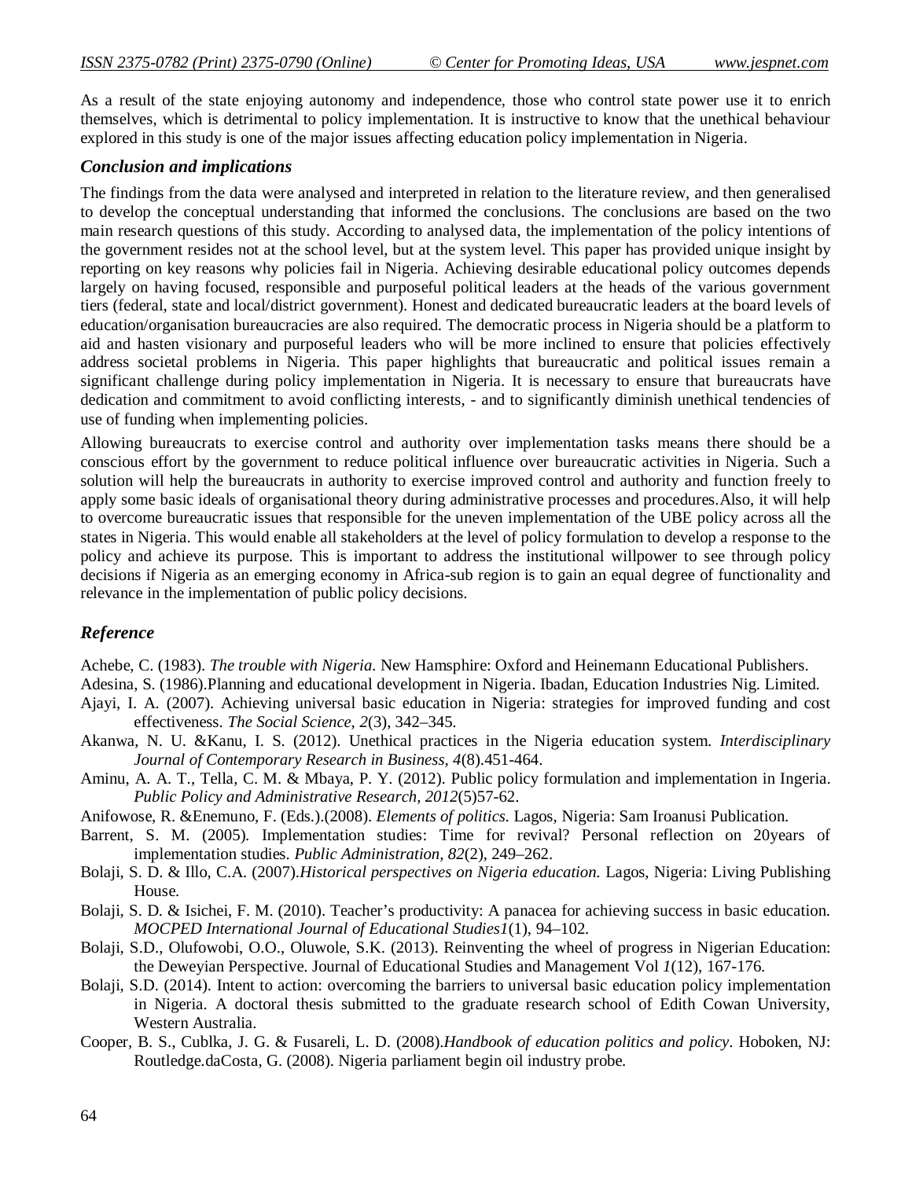As a result of the state enjoying autonomy and independence, those who control state power use it to enrich themselves, which is detrimental to policy implementation. It is instructive to know that the unethical behaviour explored in this study is one of the major issues affecting education policy implementation in Nigeria.

## *Conclusion and implications*

The findings from the data were analysed and interpreted in relation to the literature review, and then generalised to develop the conceptual understanding that informed the conclusions. The conclusions are based on the two main research questions of this study. According to analysed data, the implementation of the policy intentions of the government resides not at the school level, but at the system level. This paper has provided unique insight by reporting on key reasons why policies fail in Nigeria. Achieving desirable educational policy outcomes depends largely on having focused, responsible and purposeful political leaders at the heads of the various government tiers (federal, state and local/district government). Honest and dedicated bureaucratic leaders at the board levels of education/organisation bureaucracies are also required. The democratic process in Nigeria should be a platform to aid and hasten visionary and purposeful leaders who will be more inclined to ensure that policies effectively address societal problems in Nigeria. This paper highlights that bureaucratic and political issues remain a significant challenge during policy implementation in Nigeria. It is necessary to ensure that bureaucrats have dedication and commitment to avoid conflicting interests, - and to significantly diminish unethical tendencies of use of funding when implementing policies.

Allowing bureaucrats to exercise control and authority over implementation tasks means there should be a conscious effort by the government to reduce political influence over bureaucratic activities in Nigeria. Such a solution will help the bureaucrats in authority to exercise improved control and authority and function freely to apply some basic ideals of organisational theory during administrative processes and procedures.Also, it will help to overcome bureaucratic issues that responsible for the uneven implementation of the UBE policy across all the states in Nigeria. This would enable all stakeholders at the level of policy formulation to develop a response to the policy and achieve its purpose. This is important to address the institutional willpower to see through policy decisions if Nigeria as an emerging economy in Africa-sub region is to gain an equal degree of functionality and relevance in the implementation of public policy decisions.

## *Reference*

Achebe, C. (1983). *The trouble with Nigeria.* New Hamsphire: Oxford and Heinemann Educational Publishers.

Adesina, S. (1986).Planning and educational development in Nigeria. Ibadan, Education Industries Nig. Limited.

Ajayi, I. A. (2007). Achieving universal basic education in Nigeria: strategies for improved funding and cost effectiveness. *The Social Science, 2*(3), 342–345.

Akanwa, N. U. &Kanu, I. S. (2012). Unethical practices in the Nigeria education system. *Interdisciplinary Journal of Contemporary Research in Business, 4*(8).451-464.

Aminu, A. A. T., Tella, C. M. & Mbaya, P. Y. (2012). Public policy formulation and implementation in Ingeria. *Public Policy and Administrative Research, 2012*(5)57-62.

Anifowose, R. &Enemuno, F. (Eds.).(2008). *Elements of politics.* Lagos, Nigeria: Sam Iroanusi Publication.

Barrent, S. M. (2005). Implementation studies: Time for revival? Personal reflection on 20years of implementation studies. *Public Administration, 82*(2), 249–262.

Bolaji, S. D. & Illo, C.A. (2007).*Historical perspectives on Nigeria education.* Lagos, Nigeria: Living Publishing House.

Bolaji, S. D. & Isichei, F. M. (2010). Teacher's productivity: A panacea for achieving success in basic education. *MOCPED International Journal of Educational Studies1*(1), 94–102.

Bolaji, S.D., Olufowobi, O.O., Oluwole, S.K. (2013). Reinventing the wheel of progress in Nigerian Education: the Deweyian Perspective. Journal of Educational Studies and Management Vol *1*(12), 167-176.

Bolaji, S.D. (2014). Intent to action: overcoming the barriers to universal basic education policy implementation in Nigeria. A doctoral thesis submitted to the graduate research school of Edith Cowan University, Western Australia.

Cooper, B. S., Cublka, J. G. & Fusareli, L. D. (2008).*Handbook of education politics and policy*. Hoboken, NJ: Routledge.daCosta, G. (2008). Nigeria parliament begin oil industry probe.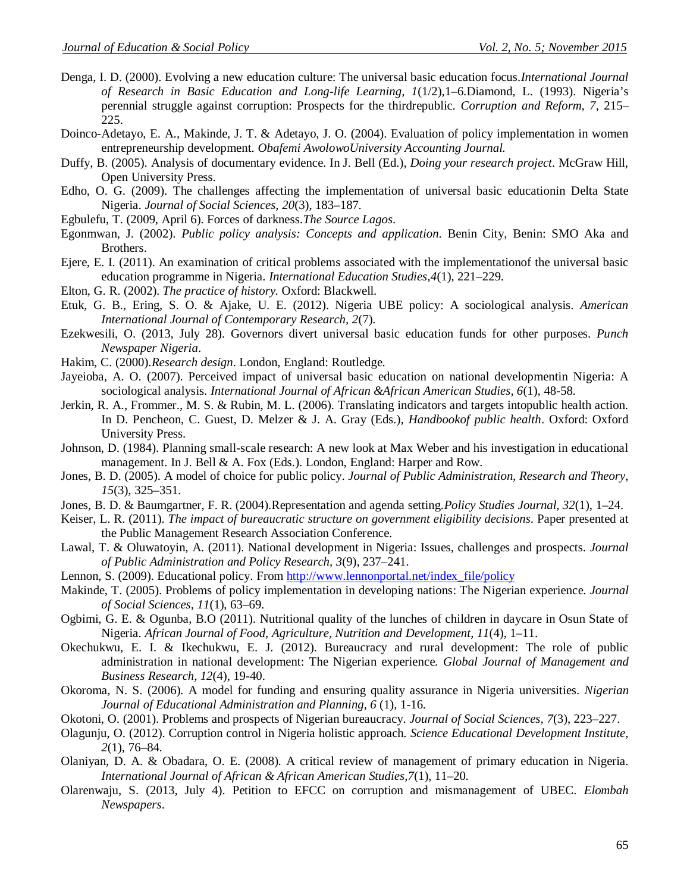Denga, I. D. (2000). Evolving a new education culture: The universal basic education focus.*International Journal of Research in Basic Education and Long-life Learning, 1*(1/2),1–6.Diamond, L. (1993). Nigeria's perennial struggle against corruption: Prospects for the thirdrepublic. *Corruption and Reform, 7*, 215–225.

Doinco-Adetayo, E. A., Makinde, J. T. & Adetayo, J. O. (2004). Evaluation of policy implementation in women entrepreneurship development. *Obafemi AwolowoUniversity Accounting Journal.*

Duffy, B. (2005). Analysis of documentary evidence. In J. Bell (Ed.), *Doing your research project*. McGraw Hill, Open University Press.

Edho, O. G. (2009). The challenges affecting the implementation of universal basic educationin Delta State Nigeria. *Journal of Social Sciences, 20*(3), 183–187.

Egbulefu, T. (2009, April 6). Forces of darkness.*The Source Lagos*.

Egonmwan, J. (2002). *Public policy analysis: Concepts and application*. Benin City, Benin: SMO Aka and Brothers.

Ejere, E. I. (2011). An examination of critical problems associated with the implementationof the universal basic education programme in Nigeria. *International Education Studies,4*(1), 221–229.

Elton, G. R. (2002). *The practice of history.* Oxford: Blackwell.

Etuk, G. B., Ering, S. O. & Ajake, U. E. (2012). Nigeria UBE policy: A sociological analysis. *American International Journal of Contemporary Research, 2*(7).

Ezekwesili, O. (2013, July 28). Governors divert universal basic education funds for other purposes. *Punch Newspaper Nigeria*.

Hakim, C. (2000).*Research design*. London, England: Routledge.

Jayeioba, A. O. (2007). Perceived impact of universal basic education on national developmentin Nigeria: A sociological analysis. *International Journal of African &African American Studies, 6*(1), 48-58.

Jerkin, R. A., Frommer., M. S. & Rubin, M. L. (2006). Translating indicators and targets intopublic health action. In D. Pencheon, C. Guest, D. Melzer & J. A. Gray (Eds.), *Handbookof public health*. Oxford: Oxford University Press.

Johnson, D. (1984). Planning small-scale research: A new look at Max Weber and his investigation in educational management. In J. Bell & A. Fox (Eds.). London, England: Harper and Row.

Jones, B. D. (2005). A model of choice for public policy. *Journal of Public Administration, Research and Theory, 15*(3), 325–351.

Jones, B. D. & Baumgartner, F. R. (2004).Representation and agenda setting.*Policy Studies Journal, 32*(1), 1–24.

Keiser, L. R. (2011). *The impact of bureaucratic structure on government eligibility decisions*. Paper presented at the Public Management Research Association Conference.

Lawal, T. & Oluwatoyin, A. (2011). National development in Nigeria: Issues, challenges and prospects. *Journal of Public Administration and Policy Research, 3*(9), 237–241.

Lennon, S. (2009). Educational policy. From http://www.lennonportal.net/index_file/policy

Makinde, T. (2005). Problems of policy implementation in developing nations: The Nigerian experience. *Journal of Social Sciences, 11*(1), 63–69.

Ogbimi, G. E. & Ogunba, B.O (2011). Nutritional quality of the lunches of children in daycare in Osun State of Nigeria. *African Journal of Food, Agriculture, Nutrition and Development, 11*(4), 1–11.

Okechukwu, E. I. & Ikechukwu, E. J. (2012). Bureaucracy and rural development: The role of public administration in national development: The Nigerian experience. *Global Journal of Management and Business Research, 12*(4), 19-40.

Okoroma, N. S. (2006). A model for funding and ensuring quality assurance in Nigeria universities. *Nigerian Journal of Educational Administration and Planning, 6* (1), 1-16.

Okotoni, O. (2001). Problems and prospects of Nigerian bureaucracy. *Journal of Social Sciences, 7*(3), 223–227.

Olagunju, O. (2012). Corruption control in Nigeria holistic approach. *Science Educational Development Institute, 2*(1), 76–84.

Olaniyan, D. A. & Obadara, O. E. (2008). A critical review of management of primary education in Nigeria. *International Journal of African & African American Studies,7*(1), 11–20.

Olarenwaju, S. (2013, July 4). Petition to EFCC on corruption and mismanagement of UBEC. *Elombah Newspapers*.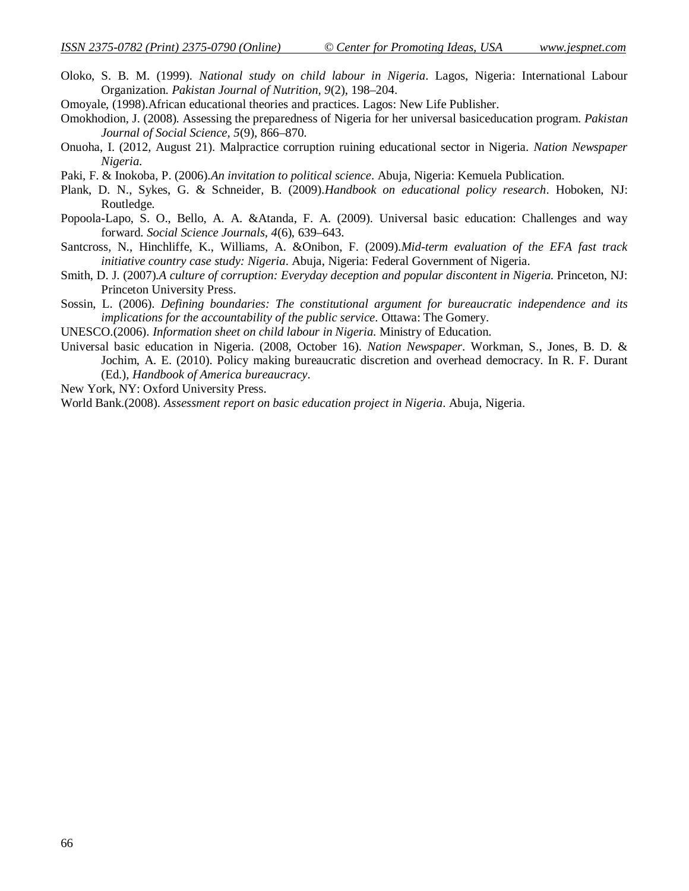Oloko, S. B. M. (1999). *National study on child labour in Nigeria*. Lagos, Nigeria: International Labour Organization. *Pakistan Journal of Nutrition, 9*(2), 198–204.

Omoyale, (1998).African educational theories and practices. Lagos: New Life Publisher.

Omokhodion, J. (2008). Assessing the preparedness of Nigeria for her universal basiceducation program. *Pakistan Journal of Social Science, 5*(9), 866–870.

Onuoha, I. (2012, August 21). Malpractice corruption ruining educational sector in Nigeria. *Nation Newspaper Nigeria*.

Paki, F. & Inokoba, P. (2006).*An invitation to political science*. Abuja, Nigeria: Kemuela Publication.

Plank, D. N., Sykes, G. & Schneider, B. (2009).*Handbook on educational policy research*. Hoboken, NJ: Routledge.

Popoola-Lapo, S. O., Bello, A. A. &Atanda, F. A. (2009). Universal basic education: Challenges and way forward. *Social Science Journals, 4*(6), 639–643.

Santcross, N., Hinchliffe, K., Williams, A. &Onibon, F. (2009).*Mid-term evaluation of the EFA fast track initiative country case study: Nigeria*. Abuja, Nigeria: Federal Government of Nigeria.

Smith, D. J. (2007).*A culture of corruption: Everyday deception and popular discontent in Nigeria.* Princeton, NJ: Princeton University Press.

Sossin, L. (2006). *Defining boundaries: The constitutional argument for bureaucratic independence and its implications for the accountability of the public service*. Ottawa: The Gomery.

UNESCO.(2006). *Information sheet on child labour in Nigeria.* Ministry of Education.

Universal basic education in Nigeria. (2008, October 16). *Nation Newspaper*. Workman, S., Jones, B. D. & Jochim, A. E. (2010). Policy making bureaucratic discretion and overhead democracy. In R. F. Durant (Ed.), *Handbook of America bureaucracy*.

New York, NY: Oxford University Press.

World Bank.(2008). *Assessment report on basic education project in Nigeria*. Abuja, Nigeria.